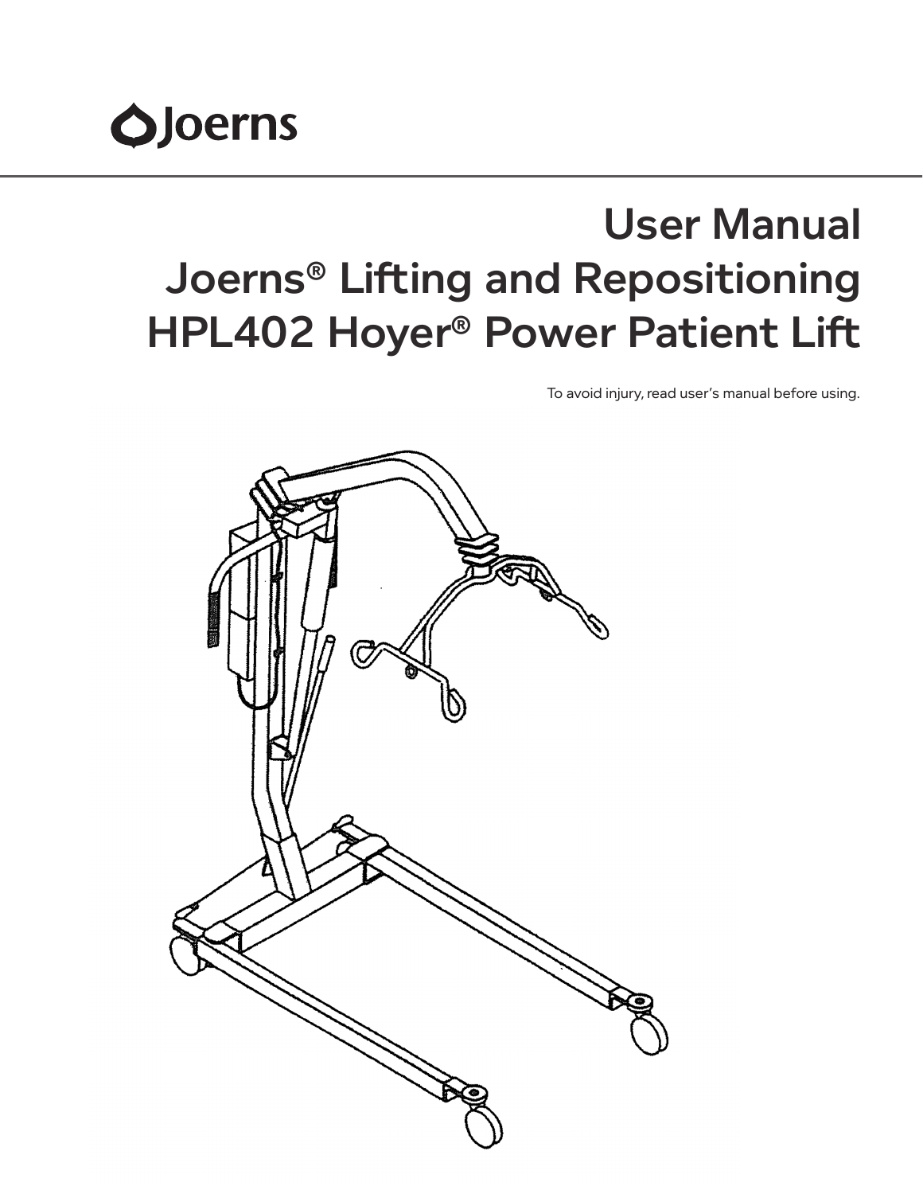Joerns

# User Manual
# Joerns® Lifting and Repositioning HPL402 Hoyer® Power Patient Lift

To avoid injury, read user's manual before using.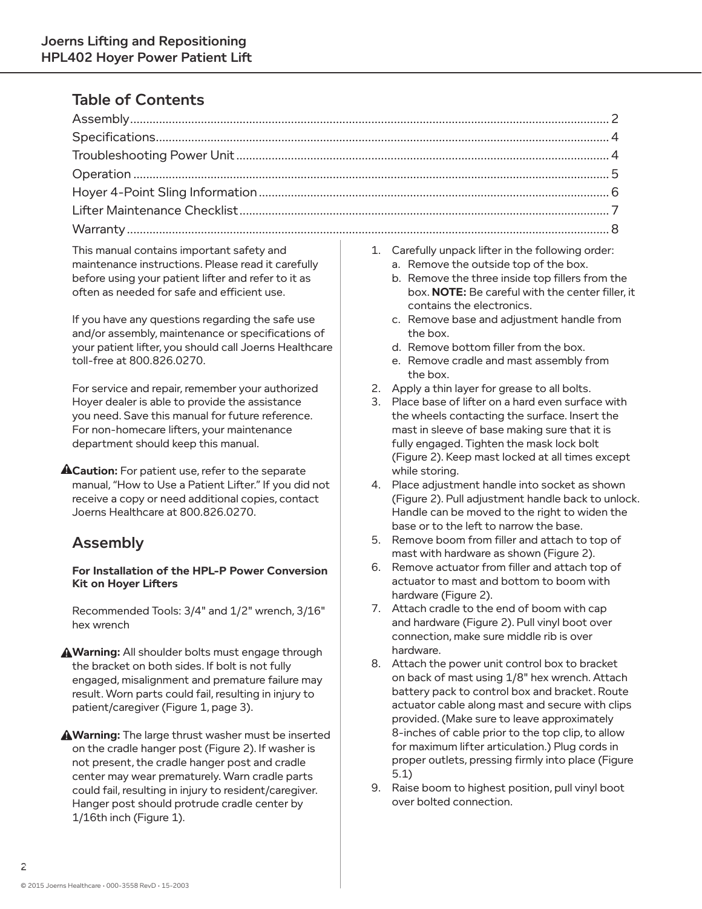## Table of Contents

Assembly ... 2
Specifications ... 4
Troubleshooting Power Unit ... 4
Operation ... 5
Hoyer 4-Point Sling Information ... 6
Lifter Maintenance Checklist ... 7
Warranty ... 8

This manual contains important safety and maintenance instructions. Please read it carefully before using your patient lifter and refer to it as often as needed for safe and efficient use.

If you have any questions regarding the safe use and/or assembly, maintenance or specifications of your patient lifter, you should call Joerns Healthcare toll-free at 800.826.0270.

For service and repair, remember your authorized Hoyer dealer is able to provide the assistance you need. Save this manual for future reference. For non-homecare lifters, your maintenance department should keep this manual.

⚠**Caution:** For patient use, refer to the separate manual, "How to Use a Patient Lifter." If you did not receive a copy or need additional copies, contact Joerns Healthcare at 800.826.0270.

## Assembly

**For Installation of the HPL-P Power Conversion Kit on Hoyer Lifters**

Recommended Tools: 3/4" and 1/2" wrench, 3/16" hex wrench

⚠**Warning:** All shoulder bolts must engage through the bracket on both sides. If bolt is not fully engaged, misalignment and premature failure may result. Worn parts could fail, resulting in injury to patient/caregiver (Figure 1, page 3).

⚠**Warning:** The large thrust washer must be inserted on the cradle hanger post (Figure 2). If washer is not present, the cradle hanger post and cradle center may wear prematurely. Warn cradle parts could fail, resulting in injury to resident/caregiver. Hanger post should protrude cradle center by 1/16th inch (Figure 1).

1. Carefully unpack lifter in the following order:
   a. Remove the outside top of the box.
   b. Remove the three inside top fillers from the box. **NOTE:** Be careful with the center filler, it contains the electronics.
   c. Remove base and adjustment handle from the box.
   d. Remove bottom filler from the box.
   e. Remove cradle and mast assembly from the box.
2. Apply a thin layer for grease to all bolts.
3. Place base of lifter on a hard even surface with the wheels contacting the surface. Insert the mast in sleeve of base making sure that it is fully engaged. Tighten the mask lock bolt (Figure 2). Keep mast locked at all times except while storing.
4. Place adjustment handle into socket as shown (Figure 2). Pull adjustment handle back to unlock. Handle can be moved to the right to widen the base or to the left to narrow the base.
5. Remove boom from filler and attach to top of mast with hardware as shown (Figure 2).
6. Remove actuator from filler and attach top of actuator to mast and bottom to boom with hardware (Figure 2).
7. Attach cradle to the end of boom with cap and hardware (Figure 2). Pull vinyl boot over connection, make sure middle rib is over hardware.
8. Attach the power unit control box to bracket on back of mast using 1/8" hex wrench. Attach battery pack to control box and bracket. Route actuator cable along mast and secure with clips provided. (Make sure to leave approximately 8-inches of cable prior to the top clip, to allow for maximum lifter articulation.) Plug cords in proper outlets, pressing firmly into place (Figure 5.1)
9. Raise boom to highest position, pull vinyl boot over bolted connection.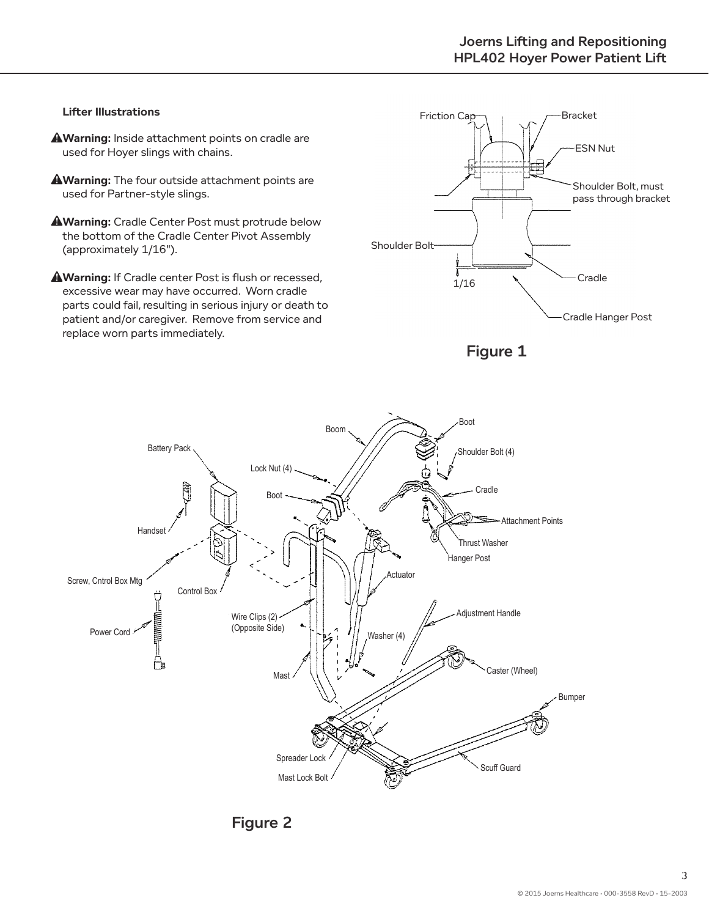### Lifter Illustrations

**Warning:** Inside attachment points on cradle are used for Hoyer slings with chains.

**Warning:** The four outside attachment points are used for Partner-style slings.

**Warning:** Cradle Center Post must protrude below the bottom of the Cradle Center Pivot Assembly (approximately 1/16").

**Warning:** If Cradle center Post is flush or recessed, excessive wear may have occurred. Worn cradle parts could fail, resulting in serious injury or death to patient and/or caregiver. Remove from service and replace worn parts immediately.

Friction Cap, Bracket, ESN Nut, Shoulder Bolt, must pass through bracket, Shoulder Bolt, 1/16, Cradle, Cradle Hanger Post

**Figure 1**

Boom, Boot, Shoulder Bolt (4), Battery Pack, Lock Nut (4), Boot, Cradle, Attachment Points, Thrust Washer, Hanger Post, Handset, Screw, Cntrol Box Mtg, Control Box, Actuator, Adjustment Handle, Power Cord, Wire Clips (2) (Opposite Side), Washer (4), Mast, Caster (Wheel), Bumper, Spreader Lock, Mast Lock Bolt, Scuff Guard

**Figure 2**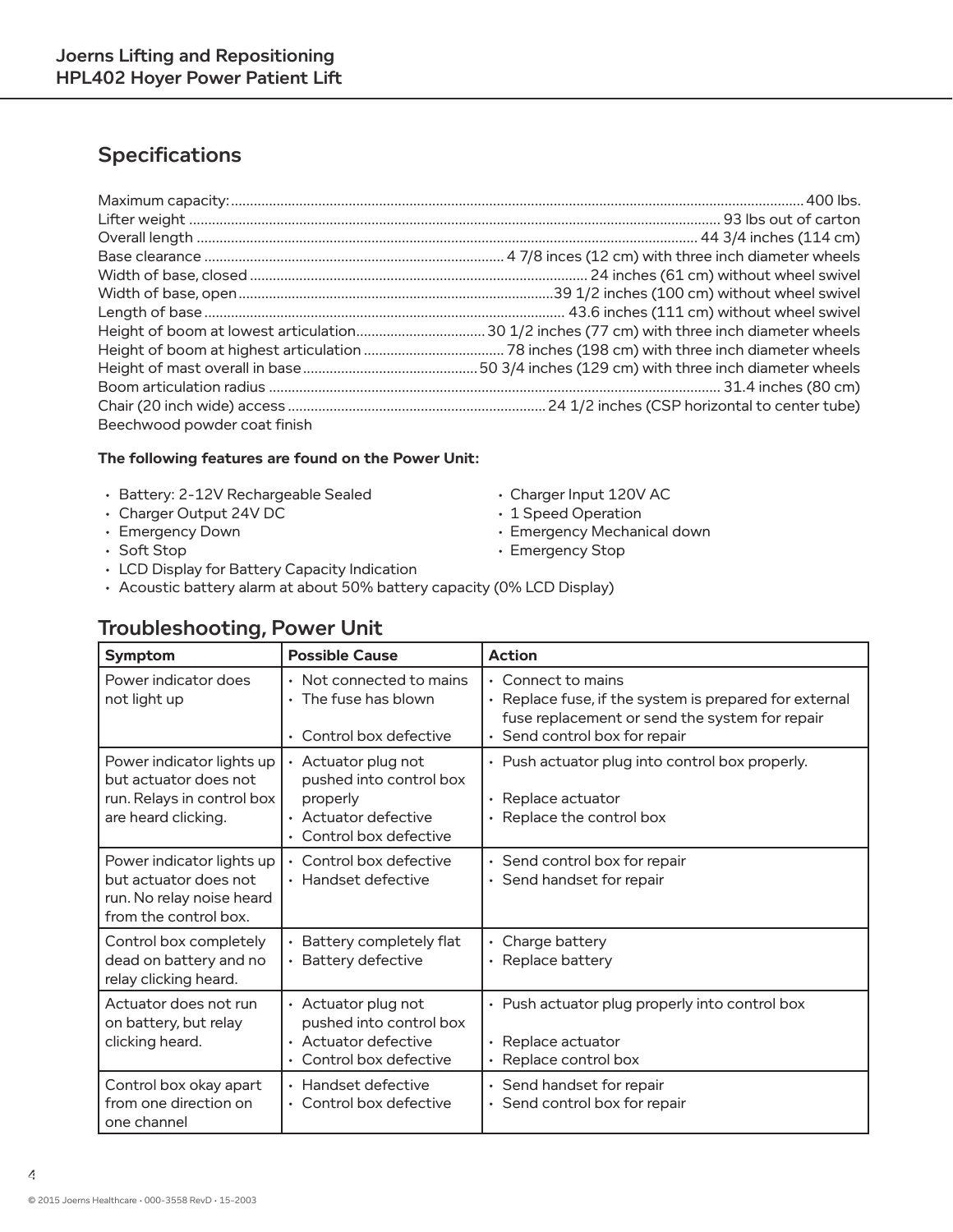## Specifications

Maximum capacity: 400 lbs.
Lifter weight 93 lbs out of carton
Overall length 44 3/4 inches (114 cm)
Base clearance 4 7/8 inces (12 cm) with three inch diameter wheels
Width of base, closed 24 inches (61 cm) without wheel swivel
Width of base, open 39 1/2 inches (100 cm) without wheel swivel
Length of base 43.6 inches (111 cm) without wheel swivel
Height of boom at lowest articulation 30 1/2 inches (77 cm) with three inch diameter wheels
Height of boom at highest articulation 78 inches (198 cm) with three inch diameter wheels
Height of mast overall in base 50 3/4 inches (129 cm) with three inch diameter wheels
Boom articulation radius 31.4 inches (80 cm)
Chair (20 inch wide) access 24 1/2 inches (CSP horizontal to center tube)
Beechwood powder coat finish

**The following features are found on the Power Unit:**

- Battery: 2-12V Rechargeable Sealed
- Charger Output 24V DC
- Emergency Down
- Soft Stop
- Charger Input 120V AC
- 1 Speed Operation
- Emergency Mechanical down
- Emergency Stop
- LCD Display for Battery Capacity Indication
- Acoustic battery alarm at about 50% battery capacity (0% LCD Display)

## Troubleshooting, Power Unit

| Symptom | Possible Cause | Action |
|---|---|---|
| Power indicator does not light up | • Not connected to mains<br>• The fuse has blown<br>• Control box defective | • Connect to mains<br>• Replace fuse, if the system is prepared for external fuse replacement or send the system for repair<br>• Send control box for repair |
| Power indicator lights up but actuator does not run. Relays in control box are heard clicking. | • Actuator plug not pushed into control box properly<br>• Actuator defective<br>• Control box defective | • Push actuator plug into control box properly.<br>• Replace actuator<br>• Replace the control box |
| Power indicator lights up but actuator does not run. No relay noise heard from the control box. | • Control box defective<br>• Handset defective | • Send control box for repair<br>• Send handset for repair |
| Control box completely dead on battery and no relay clicking heard. | • Battery completely flat<br>• Battery defective | • Charge battery<br>• Replace battery |
| Actuator does not run on battery, but relay clicking heard. | • Actuator plug not pushed into control box<br>• Actuator defective<br>• Control box defective | • Push actuator plug properly into control box<br>• Replace actuator<br>• Replace control box |
| Control box okay apart from one direction on one channel | • Handset defective<br>• Control box defective | • Send handset for repair<br>• Send control box for repair |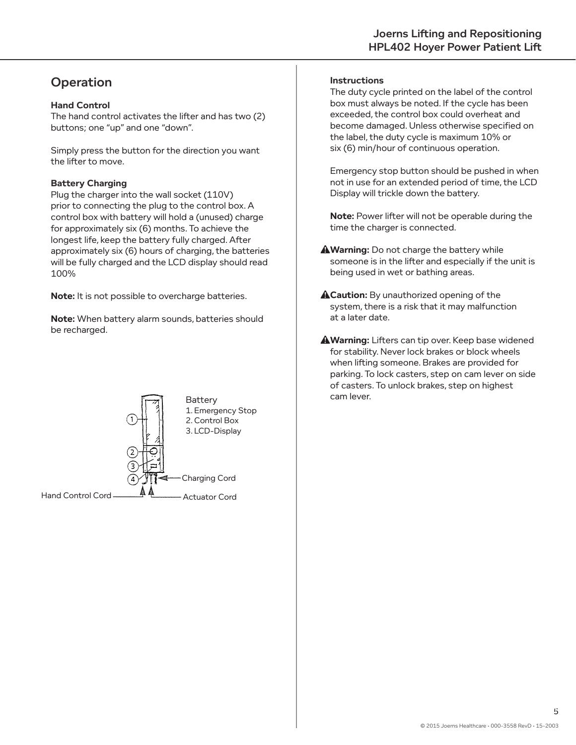## Operation

**Hand Control**
The hand control activates the lifter and has two (2) buttons; one "up" and one "down".

Simply press the button for the direction you want the lifter to move.

**Battery Charging**
Plug the charger into the wall socket (110V) prior to connecting the plug to the control box. A control box with battery will hold a (unused) charge for approximately six (6) months. To achieve the longest life, keep the battery fully charged. After approximately six (6) hours of charging, the batteries will be fully charged and the LCD display should read 100%

**Note:** It is not possible to overcharge batteries.

**Note:** When battery alarm sounds, batteries should be recharged.

Battery
1. Emergency Stop
2. Control Box
3. LCD-Display

Charging Cord
Hand Control Cord
Actuator Cord

**Instructions**
The duty cycle printed on the label of the control box must always be noted. If the cycle has been exceeded, the control box could overheat and become damaged. Unless otherwise specified on the label, the duty cycle is maximum 10% or six (6) min/hour of continuous operation.

Emergency stop button should be pushed in when not in use for an extended period of time, the LCD Display will trickle down the battery.

**Note:** Power lifter will not be operable during the time the charger is connected.

⚠**Warning:** Do not charge the battery while someone is in the lifter and especially if the unit is being used in wet or bathing areas.

⚠**Caution:** By unauthorized opening of the system, there is a risk that it may malfunction at a later date.

⚠**Warning:** Lifters can tip over. Keep base widened for stability. Never lock brakes or block wheels when lifting someone. Brakes are provided for parking. To lock casters, step on cam lever on side of casters. To unlock brakes, step on highest cam lever.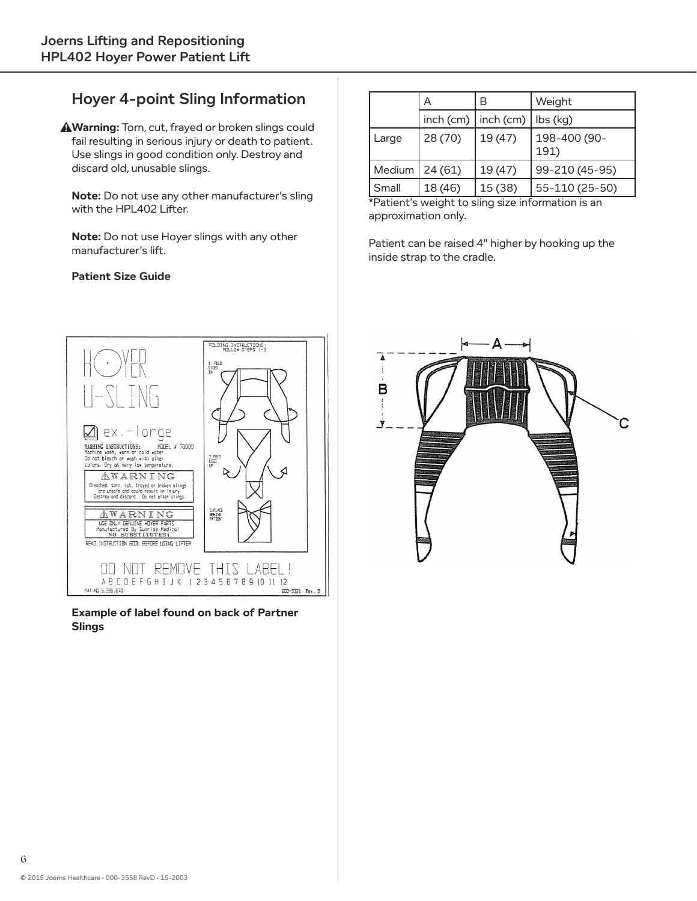## Hoyer 4-point Sling Information

⚠**Warning:** Torn, cut, frayed or broken slings could fail resulting in serious injury or death to patient. Use slings in good condition only. Destroy and discard old, unusable slings.

**Note:** Do not use any other manufacturer's sling with the HPL402 Lifter.

**Note:** Do not use Hoyer slings with any other manufacturer's lift.

**Patient Size Guide**

| | A | B | Weight |
|---|---|---|---|
| | inch (cm) | inch (cm) | lbs (kg) |
| Large | 28 (70) | 19 (47) | 198-400 (90-191) |
| Medium | 24 (61) | 19 (47) | 99-210 (45-95) |
| Small | 18 (46) | 15 (38) | 55-110 (25-50) |

*Patient's weight to sling size information is an approximation only.

Patient can be raised 4" higher by hooking up the inside strap to the cradle.

**Example of label found on back of Partner Slings**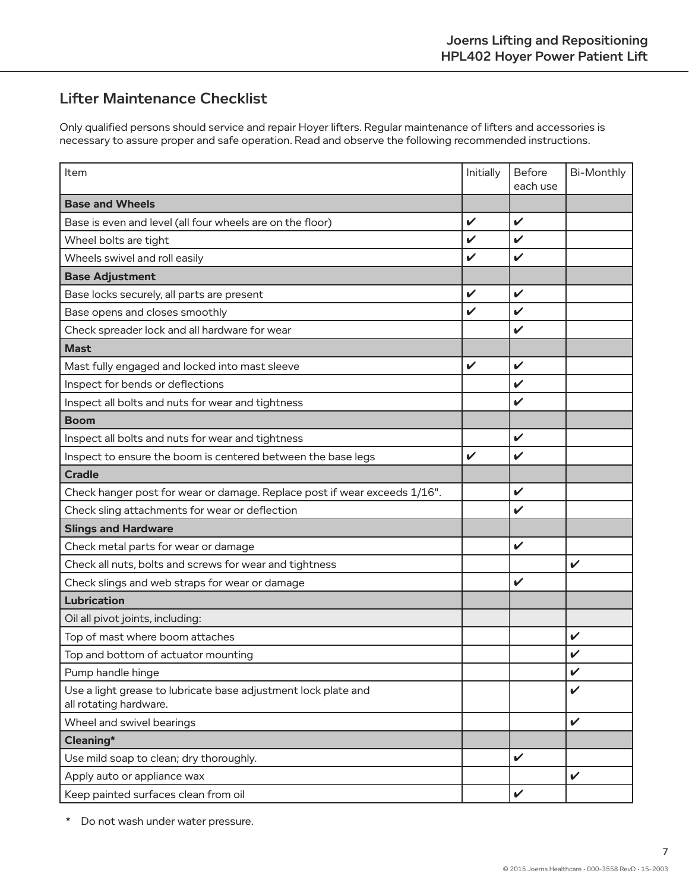## Lifter Maintenance Checklist

Only qualified persons should service and repair Hoyer lifters. Regular maintenance of lifters and accessories is necessary to assure proper and safe operation. Read and observe the following recommended instructions.

| Item | Initially | Before each use | Bi-Monthly |
|---|---|---|---|
| **Base and Wheels** | | | |
| Base is even and level (all four wheels are on the floor) | ✔ | ✔ | |
| Wheel bolts are tight | ✔ | ✔ | |
| Wheels swivel and roll easily | ✔ | ✔ | |
| **Base Adjustment** | | | |
| Base locks securely, all parts are present | ✔ | ✔ | |
| Base opens and closes smoothly | ✔ | ✔ | |
| Check spreader lock and all hardware for wear | | ✔ | |
| **Mast** | | | |
| Mast fully engaged and locked into mast sleeve | ✔ | ✔ | |
| Inspect for bends or deflections | | ✔ | |
| Inspect all bolts and nuts for wear and tightness | | ✔ | |
| **Boom** | | | |
| Inspect all bolts and nuts for wear and tightness | | ✔ | |
| Inspect to ensure the boom is centered between the base legs | ✔ | ✔ | |
| **Cradle** | | | |
| Check hanger post for wear or damage. Replace post if wear exceeds 1/16". | | ✔ | |
| Check sling attachments for wear or deflection | | ✔ | |
| **Slings and Hardware** | | | |
| Check metal parts for wear or damage | | ✔ | |
| Check all nuts, bolts and screws for wear and tightness | | | ✔ |
| Check slings and web straps for wear or damage | | ✔ | |
| **Lubrication** | | | |
| Oil all pivot joints, including: | | | |
| Top of mast where boom attaches | | | ✔ |
| Top and bottom of actuator mounting | | | ✔ |
| Pump handle hinge | | | ✔ |
| Use a light grease to lubricate base adjustment lock plate and all rotating hardware. | | | ✔ |
| Wheel and swivel bearings | | | ✔ |
| **Cleaning*** | | | |
| Use mild soap to clean; dry thoroughly. | | ✔ | |
| Apply auto or appliance wax | | | ✔ |
| Keep painted surfaces clean from oil | | ✔ | |

\* Do not wash under water pressure.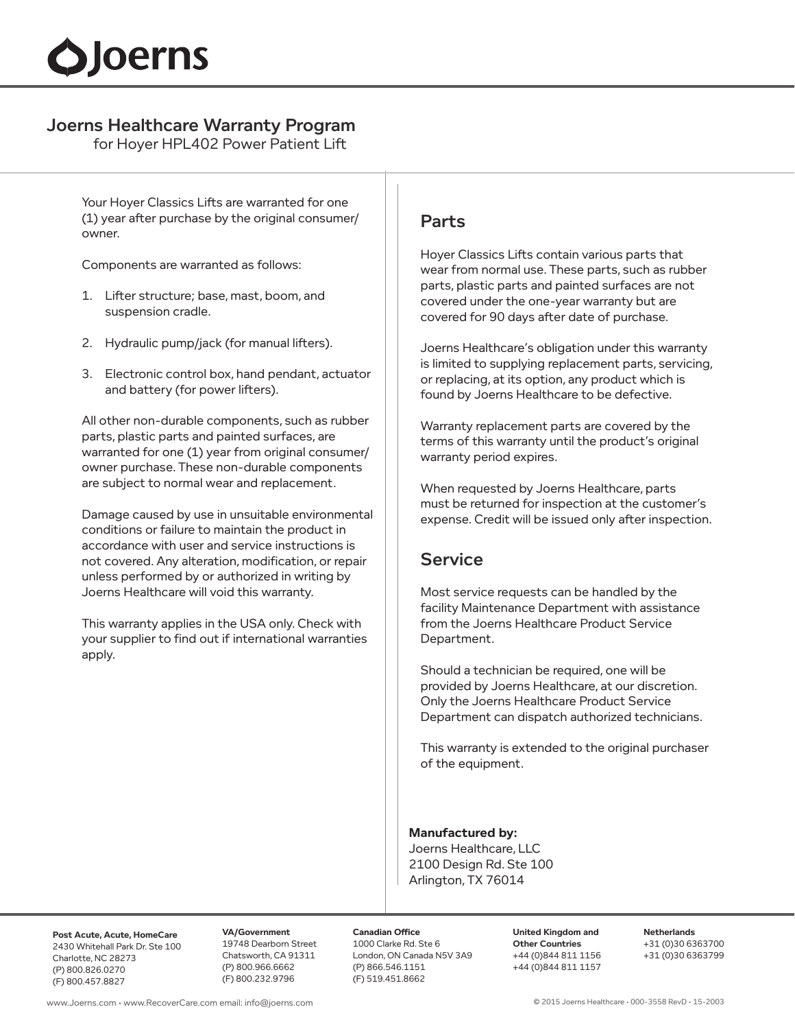# Joerns Healthcare Warranty Program

for Hoyer HPL402 Power Patient Lift

Your Hoyer Classics Lifts are warranted for one (1) year after purchase by the original consumer/owner.

Components are warranted as follows:

1. Lifter structure; base, mast, boom, and suspension cradle.
2. Hydraulic pump/jack (for manual lifters).
3. Electronic control box, hand pendant, actuator and battery (for power lifters).

All other non-durable components, such as rubber parts, plastic parts and painted surfaces, are warranted for one (1) year from original consumer/owner purchase. These non-durable components are subject to normal wear and replacement.

Damage caused by use in unsuitable environmental conditions or failure to maintain the product in accordance with user and service instructions is not covered. Any alteration, modification, or repair unless performed by or authorized in writing by Joerns Healthcare will void this warranty.

This warranty applies in the USA only. Check with your supplier to find out if international warranties apply.

## Parts

Hoyer Classics Lifts contain various parts that wear from normal use. These parts, such as rubber parts, plastic parts and painted surfaces are not covered under the one-year warranty but are covered for 90 days after date of purchase.

Joerns Healthcare's obligation under this warranty is limited to supplying replacement parts, servicing, or replacing, at its option, any product which is found by Joerns Healthcare to be defective.

Warranty replacement parts are covered by the terms of this warranty until the product's original warranty period expires.

When requested by Joerns Healthcare, parts must be returned for inspection at the customer's expense. Credit will be issued only after inspection.

## Service

Most service requests can be handled by the facility Maintenance Department with assistance from the Joerns Healthcare Product Service Department.

Should a technician be required, one will be provided by Joerns Healthcare, at our discretion. Only the Joerns Healthcare Product Service Department can dispatch authorized technicians.

This warranty is extended to the original purchaser of the equipment.

**Manufactured by:**
Joerns Healthcare, LLC
2100 Design Rd. Ste 100
Arlington, TX 76014

**Post Acute, Acute, HomeCare**
2430 Whitehall Park Dr. Ste 100
Charlotte, NC 28273
(P) 800.826.0270
(F) 800.457.8827

**VA/Government**
19748 Dearborn Street
Chatsworth, CA 91311
(P) 800.966.6662
(F) 800.232.9796

**Canadian Office**
1000 Clarke Rd. Ste 6
London, ON Canada N5V 3A9
(P) 866.546.1151
(F) 519.451.8662

**United Kingdom and Other Countries**
+44 (0)844 811 1156
+44 (0)844 811 1157

**Netherlands**
+31 (0)30 6363700
+31 (0)30 6363799

www.Joerns.com • www.RecoverCare.com email: info@joerns.com

© 2015 Joerns Healthcare • 000-3558 RevD • 15-2003